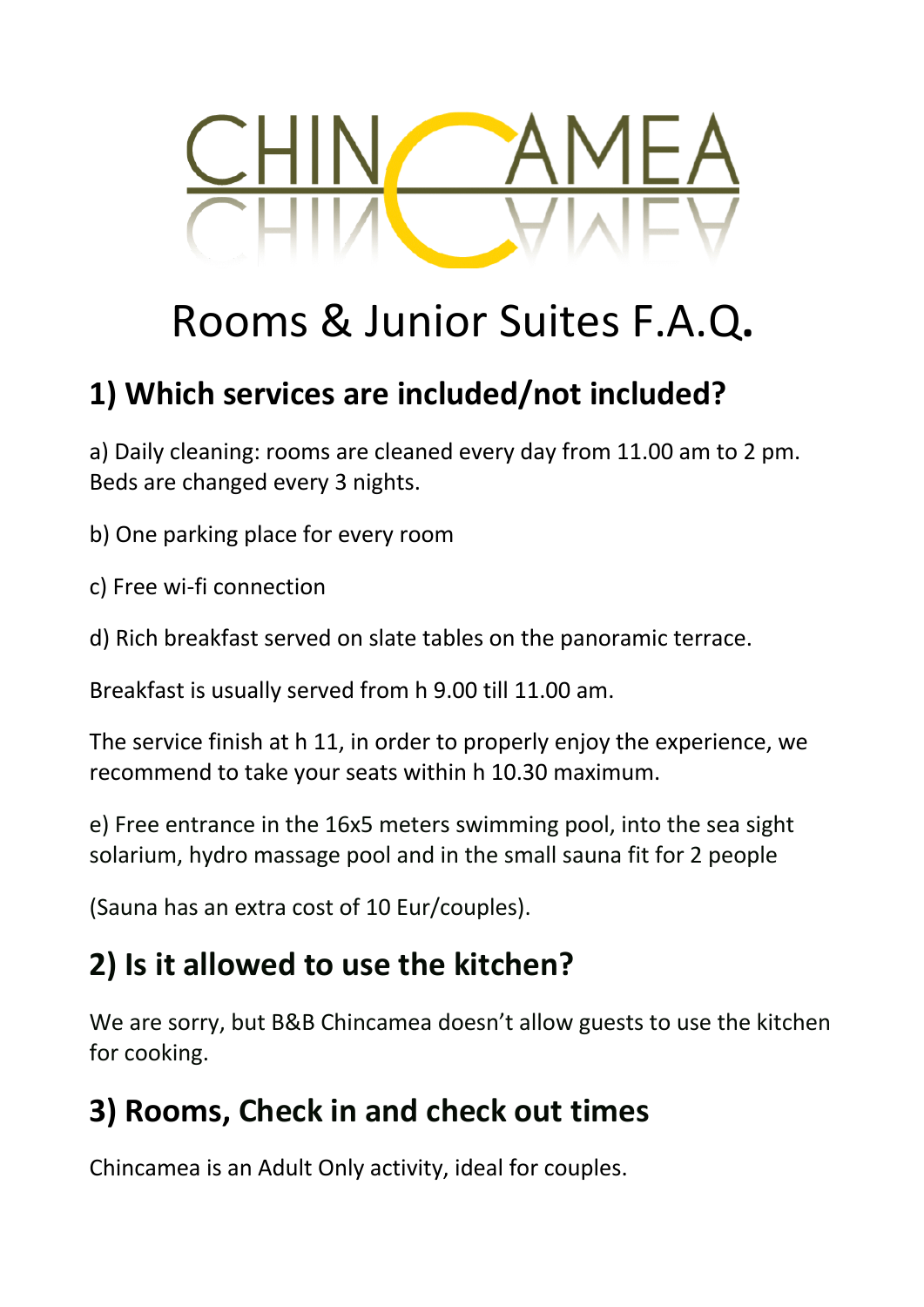CHINCAMEA

# Rooms & Junior Suites F.A.Q.

## 1) Which services are included/not included?

a) Daily cleaning: rooms are cleaned every day from 11.00 am to 2 pm. Beds are changed every 3 nights.

b) One parking place for every room

c) Free wi-fi connection

d) Rich breakfast served on slate tables on the panoramic terrace.

Breakfast is usually served from h 9.00 till 11.00 am.

The service finish at h 11, in order to properly enjoy the experience, we recommend to take your seats within h 10.30 maximum.

e) Free entrance in the 16x5 meters swimming pool, into the sea sight solarium, hydro massage pool and in the small sauna fit for 2 people

(Sauna has an extra cost of 10 Eur/couples).

## 2) Is it allowed to use the kitchen?

We are sorry, but B&B Chincamea doesn't allow guests to use the kitchen for cooking.

## 3) Rooms, Check in and check out times

Chincamea is an Adult Only activity, ideal for couples.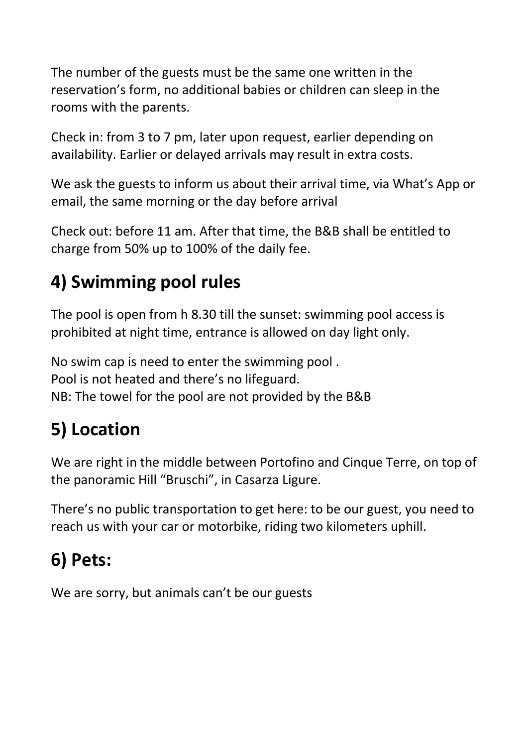The number of the guests must be the same one written in the reservation's form, no additional babies or children can sleep in the rooms with the parents.

Check in: from 3 to 7 pm, later upon request, earlier depending on availability. Earlier or delayed arrivals may result in extra costs.

We ask the guests to inform us about their arrival time, via What's App or email, the same morning or the day before arrival

Check out: before 11 am. After that time, the B&B shall be entitled to charge from 50% up to 100% of the daily fee.

## 4) Swimming pool rules

The pool is open from h 8.30 till the sunset: swimming pool access is prohibited at night time, entrance is allowed on day light only.

No swim cap is need to enter the swimming pool .
Pool is not heated and there's no lifeguard.
NB: The towel for the pool are not provided by the B&B

## 5) Location

We are right in the middle between Portofino and Cinque Terre, on top of the panoramic Hill "Bruschi", in Casarza Ligure.

There's no public transportation to get here: to be our guest, you need to reach us with your car or motorbike, riding two kilometers uphill.

## 6) Pets:

We are sorry, but animals can't be our guests